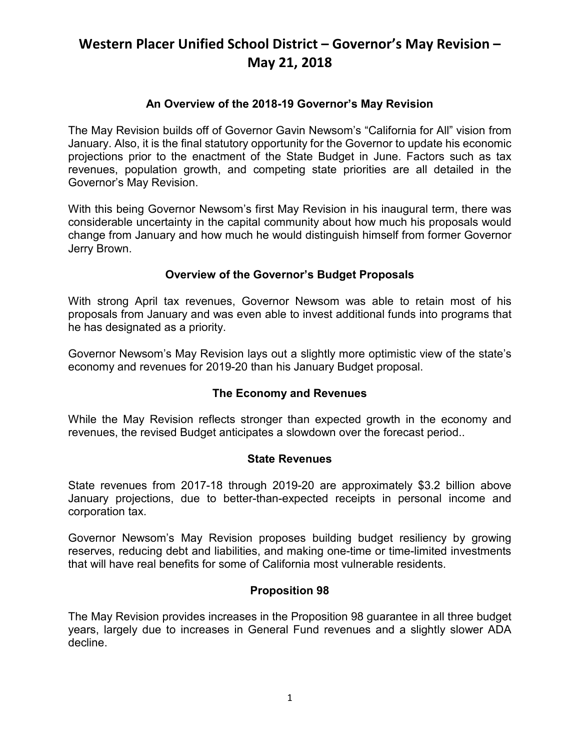# Western Placer Unified School District – Governor's May Revision – May 21, 2018

## An Overview of the 2018-19 Governor's May Revision

The May Revision builds off of Governor Gavin Newsom's "California for All" vision from January. Also, it is the final statutory opportunity for the Governor to update his economic projections prior to the enactment of the State Budget in June. Factors such as tax revenues, population growth, and competing state priorities are all detailed in the Governor's May Revision.

With this being Governor Newsom's first May Revision in his inaugural term, there was considerable uncertainty in the capital community about how much his proposals would change from January and how much he would distinguish himself from former Governor Jerry Brown.

## Overview of the Governor's Budget Proposals

With strong April tax revenues, Governor Newsom was able to retain most of his proposals from January and was even able to invest additional funds into programs that he has designated as a priority.

Governor Newsom's May Revision lays out a slightly more optimistic view of the state's economy and revenues for 2019-20 than his January Budget proposal.

## The Economy and Revenues

While the May Revision reflects stronger than expected growth in the economy and revenues, the revised Budget anticipates a slowdown over the forecast period..

## State Revenues

State revenues from 2017-18 through 2019-20 are approximately $3.2 billion above January projections, due to better-than-expected receipts in personal income and corporation tax.

Governor Newsom's May Revision proposes building budget resiliency by growing reserves, reducing debt and liabilities, and making one-time or time-limited investments that will have real benefits for some of California most vulnerable residents.

## Proposition 98

The May Revision provides increases in the Proposition 98 guarantee in all three budget years, largely due to increases in General Fund revenues and a slightly slower ADA decline.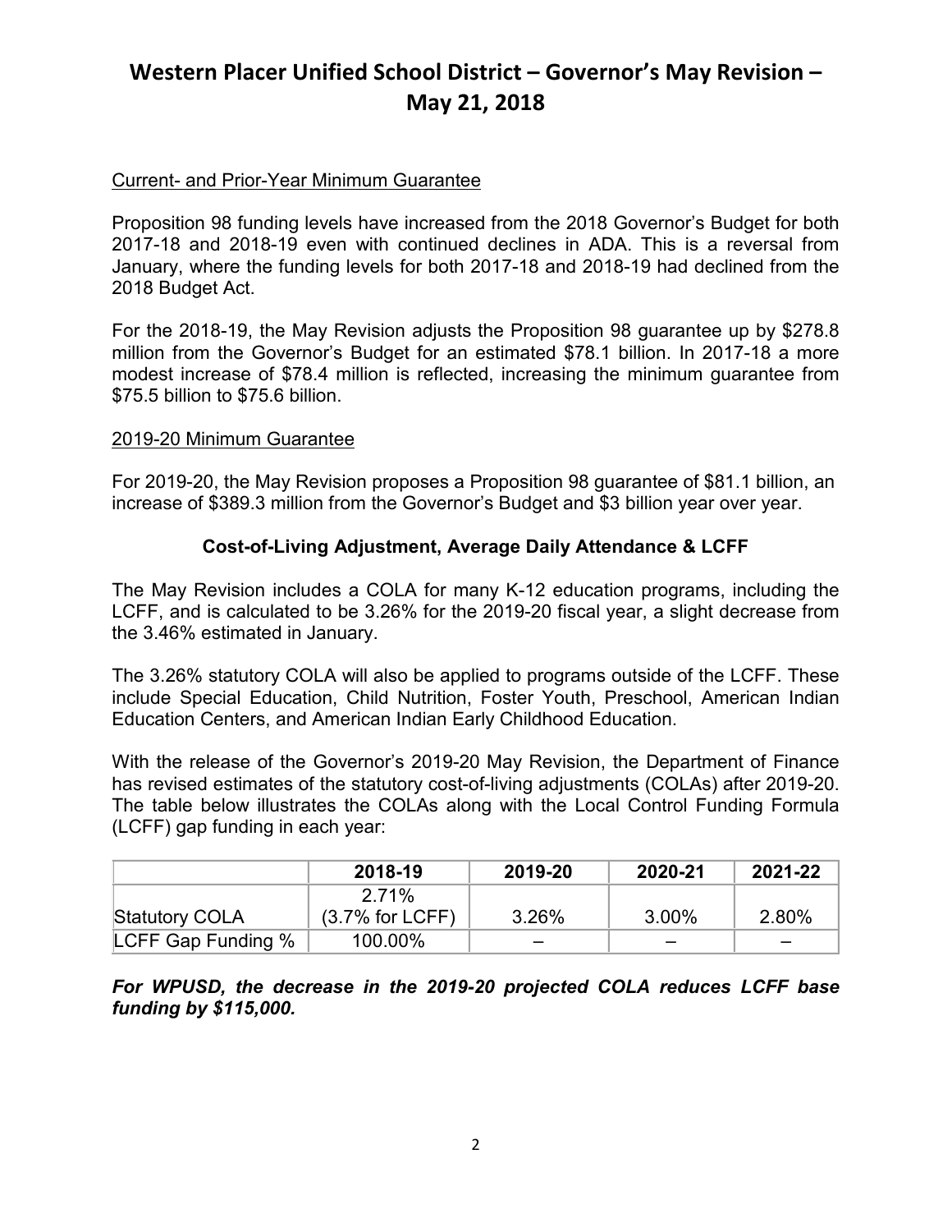# Western Placer Unified School District – Governor's May Revision – May 21, 2018

Current- and Prior-Year Minimum Guarantee

Proposition 98 funding levels have increased from the 2018 Governor's Budget for both 2017-18 and 2018-19 even with continued declines in ADA. This is a reversal from January, where the funding levels for both 2017-18 and 2018-19 had declined from the 2018 Budget Act.

For the 2018-19, the May Revision adjusts the Proposition 98 guarantee up by $278.8 million from the Governor's Budget for an estimated $78.1 billion. In 2017-18 a more modest increase of $78.4 million is reflected, increasing the minimum guarantee from $75.5 billion to $75.6 billion.

2019-20 Minimum Guarantee

For 2019-20, the May Revision proposes a Proposition 98 guarantee of $81.1 billion, an increase of $389.3 million from the Governor's Budget and $3 billion year over year.

### Cost-of-Living Adjustment, Average Daily Attendance & LCFF

The May Revision includes a COLA for many K-12 education programs, including the LCFF, and is calculated to be 3.26% for the 2019-20 fiscal year, a slight decrease from the 3.46% estimated in January.

The 3.26% statutory COLA will also be applied to programs outside of the LCFF. These include Special Education, Child Nutrition, Foster Youth, Preschool, American Indian Education Centers, and American Indian Early Childhood Education.

With the release of the Governor's 2019-20 May Revision, the Department of Finance has revised estimates of the statutory cost-of-living adjustments (COLAs) after 2019-20. The table below illustrates the COLAs along with the Local Control Funding Formula (LCFF) gap funding in each year:

| | 2018-19 | 2019-20 | 2020-21 | 2021-22 |
|---|---|---|---|---|
| Statutory COLA | 2.71% (3.7% for LCFF) | 3.26% | 3.00% | 2.80% |
| LCFF Gap Funding % | 100.00% | – | – | – |

***For WPUSD, the decrease in the 2019-20 projected COLA reduces LCFF base funding by $115,000.***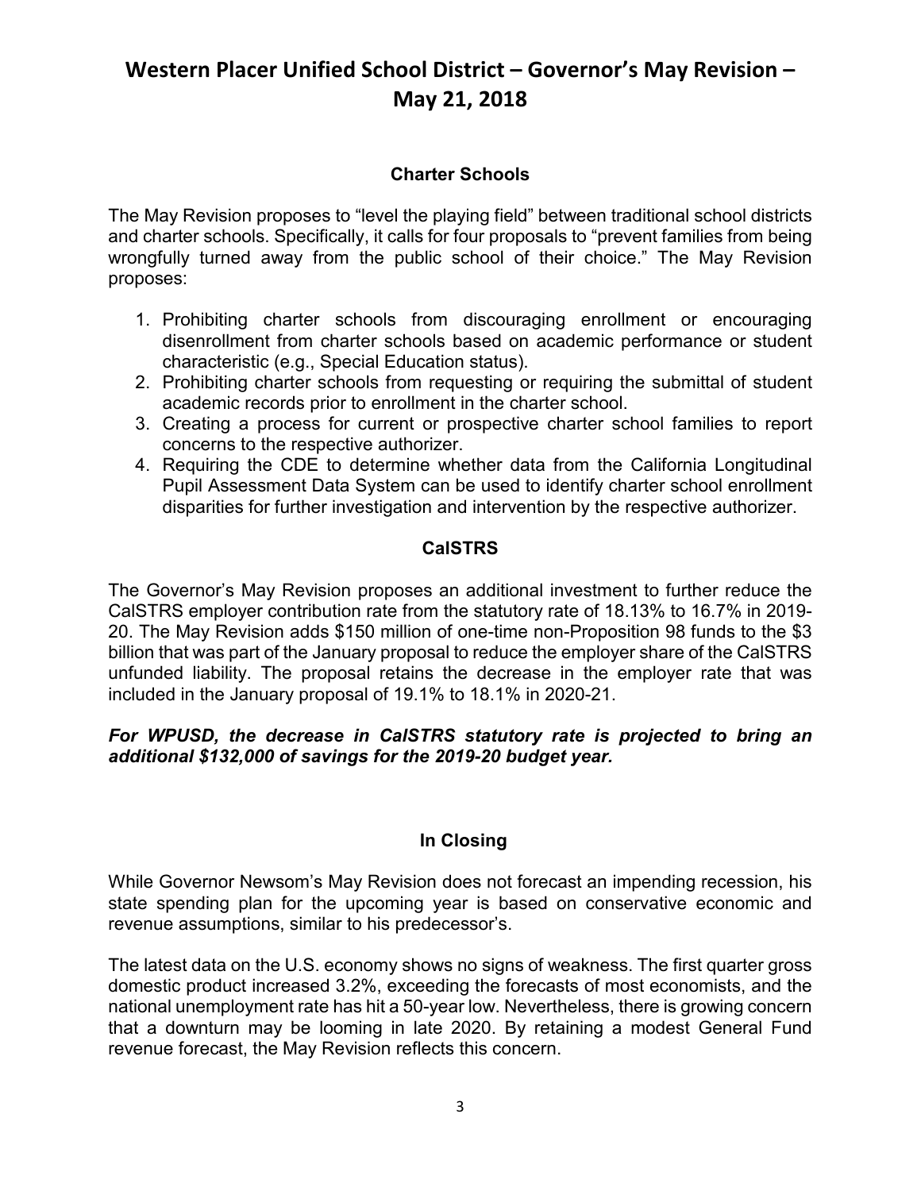# Western Placer Unified School District – Governor's May Revision – May 21, 2018

### Charter Schools

The May Revision proposes to "level the playing field" between traditional school districts and charter schools. Specifically, it calls for four proposals to "prevent families from being wrongfully turned away from the public school of their choice." The May Revision proposes:

1. Prohibiting charter schools from discouraging enrollment or encouraging disenrollment from charter schools based on academic performance or student characteristic (e.g., Special Education status).
2. Prohibiting charter schools from requesting or requiring the submittal of student academic records prior to enrollment in the charter school.
3. Creating a process for current or prospective charter school families to report concerns to the respective authorizer.
4. Requiring the CDE to determine whether data from the California Longitudinal Pupil Assessment Data System can be used to identify charter school enrollment disparities for further investigation and intervention by the respective authorizer.

### CalSTRS

The Governor's May Revision proposes an additional investment to further reduce the CalSTRS employer contribution rate from the statutory rate of 18.13% to 16.7% in 2019-20. The May Revision adds $150 million of one-time non-Proposition 98 funds to the $3 billion that was part of the January proposal to reduce the employer share of the CalSTRS unfunded liability. The proposal retains the decrease in the employer rate that was included in the January proposal of 19.1% to 18.1% in 2020-21.

***For WPUSD, the decrease in CalSTRS statutory rate is projected to bring an additional $132,000 of savings for the 2019-20 budget year.***

### In Closing

While Governor Newsom's May Revision does not forecast an impending recession, his state spending plan for the upcoming year is based on conservative economic and revenue assumptions, similar to his predecessor's.

The latest data on the U.S. economy shows no signs of weakness. The first quarter gross domestic product increased 3.2%, exceeding the forecasts of most economists, and the national unemployment rate has hit a 50-year low. Nevertheless, there is growing concern that a downturn may be looming in late 2020. By retaining a modest General Fund revenue forecast, the May Revision reflects this concern.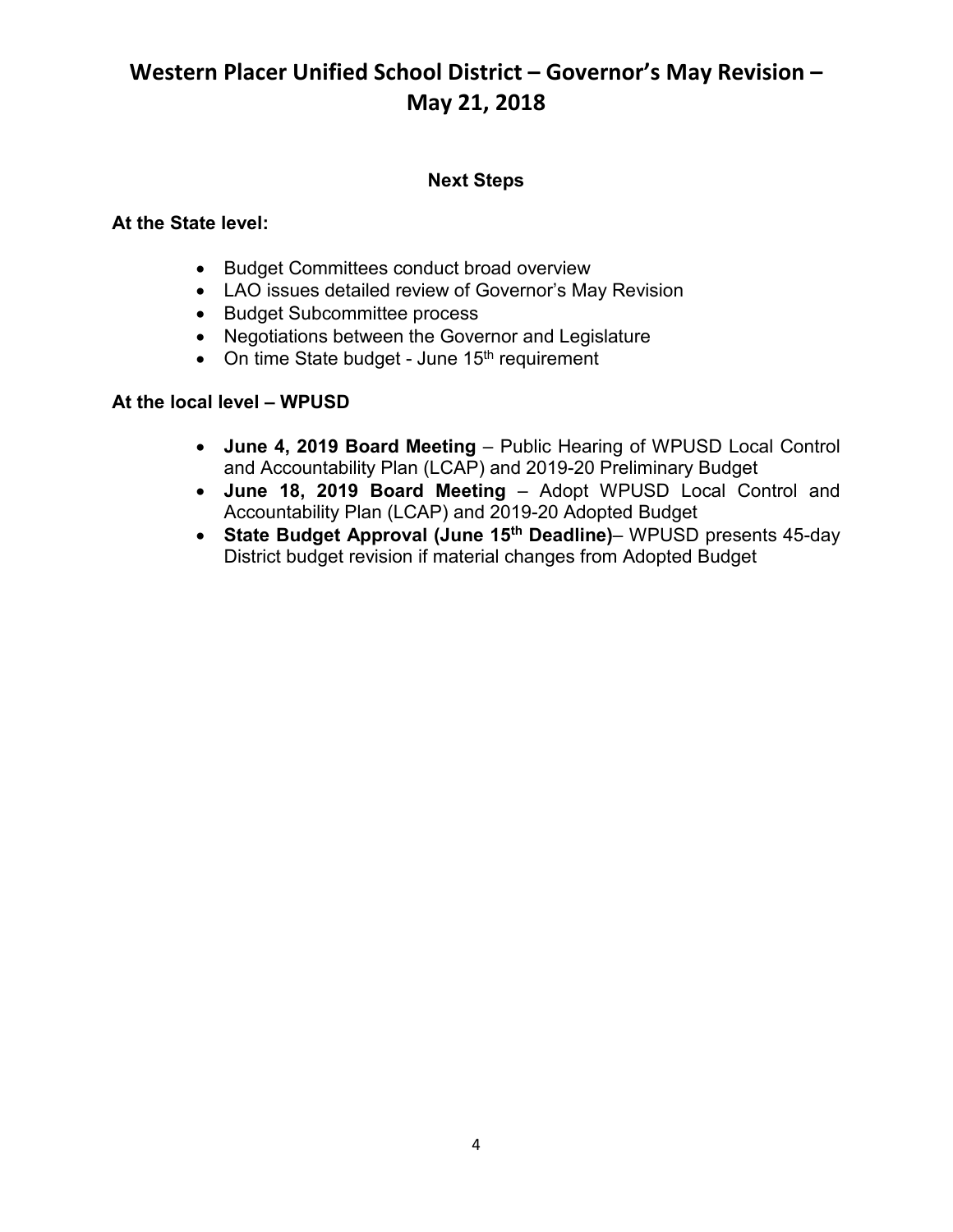# Western Placer Unified School District – Governor's May Revision – May 21, 2018

## Next Steps

**At the State level:**

- Budget Committees conduct broad overview
- LAO issues detailed review of Governor's May Revision
- Budget Subcommittee process
- Negotiations between the Governor and Legislature
- On time State budget - June 15th requirement

**At the local level – WPUSD**

- **June 4, 2019 Board Meeting** – Public Hearing of WPUSD Local Control and Accountability Plan (LCAP) and 2019-20 Preliminary Budget
- **June 18, 2019 Board Meeting** – Adopt WPUSD Local Control and Accountability Plan (LCAP) and 2019-20 Adopted Budget
- **State Budget Approval (June 15th Deadline)**– WPUSD presents 45-day District budget revision if material changes from Adopted Budget